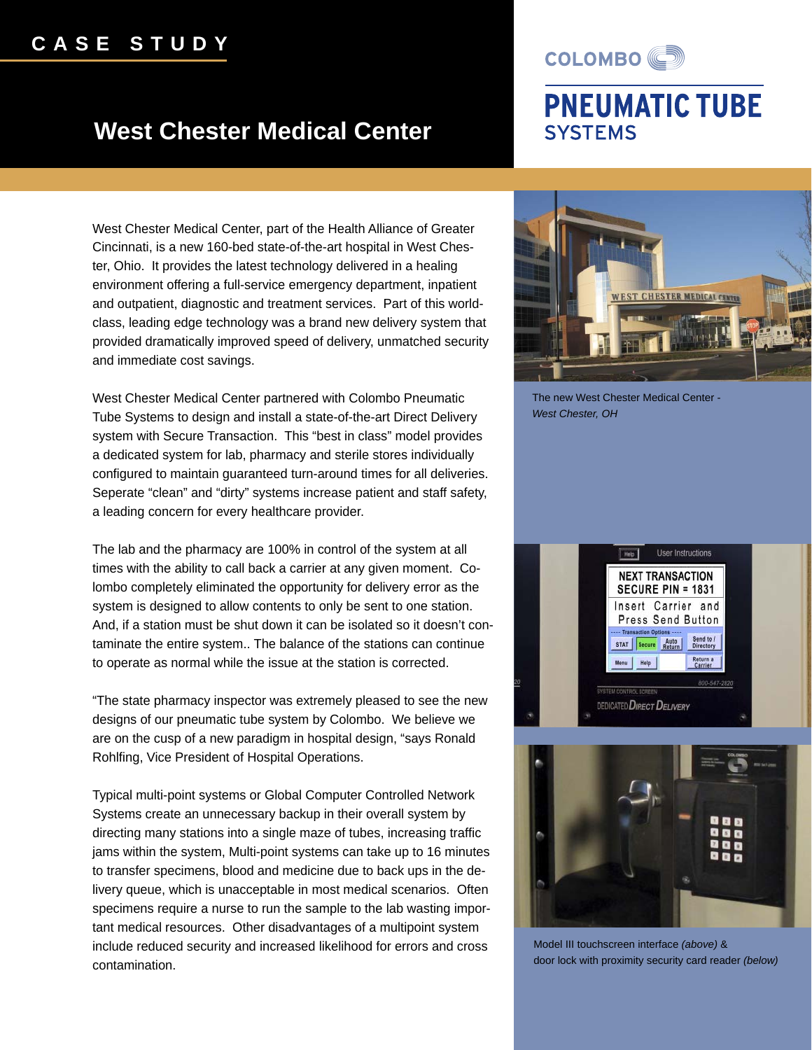# CASE STUDY

## West Chester Medical Center

COLOMBO PNEUMATIC TUBE SYSTEMS

West Chester Medical Center, part of the Health Alliance of Greater Cincinnati, is a new 160-bed state-of-the-art hospital in West Chester, Ohio. It provides the latest technology delivered in a healing environment offering a full-service emergency department, inpatient and outpatient, diagnostic and treatment services. Part of this world-class, leading edge technology was a brand new delivery system that provided dramatically improved speed of delivery, unmatched security and immediate cost savings.

West Chester Medical Center partnered with Colombo Pneumatic Tube Systems to design and install a state-of-the-art Direct Delivery system with Secure Transaction. This "best in class" model provides a dedicated system for lab, pharmacy and sterile stores individually configured to maintain guaranteed turn-around times for all deliveries. Seperate "clean" and "dirty" systems increase patient and staff safety, a leading concern for every healthcare provider.

The lab and the pharmacy are 100% in control of the system at all times with the ability to call back a carrier at any given moment. Colombo completely eliminated the opportunity for delivery error as the system is designed to allow contents to only be sent to one station. And, if a station must be shut down it can be isolated so it doesn't contaminate the entire system.. The balance of the stations can continue to operate as normal while the issue at the station is corrected.

"The state pharmacy inspector was extremely pleased to see the new designs of our pneumatic tube system by Colombo. We believe we are on the cusp of a new paradigm in hospital design, "says Ronald Rohlfing, Vice President of Hospital Operations.

Typical multi-point systems or Global Computer Controlled Network Systems create an unnecessary backup in their overall system by directing many stations into a single maze of tubes, increasing traffic jams within the system, Multi-point systems can take up to 16 minutes to transfer specimens, blood and medicine due to back ups in the delivery queue, which is unacceptable in most medical scenarios. Often specimens require a nurse to run the sample to the lab wasting important medical resources. Other disadvantages of a multipoint system include reduced security and increased likelihood for errors and cross contamination.

The new West Chester Medical Center - *West Chester, OH*

Model III touchscreen interface *(above)* & door lock with proximity security card reader *(below)*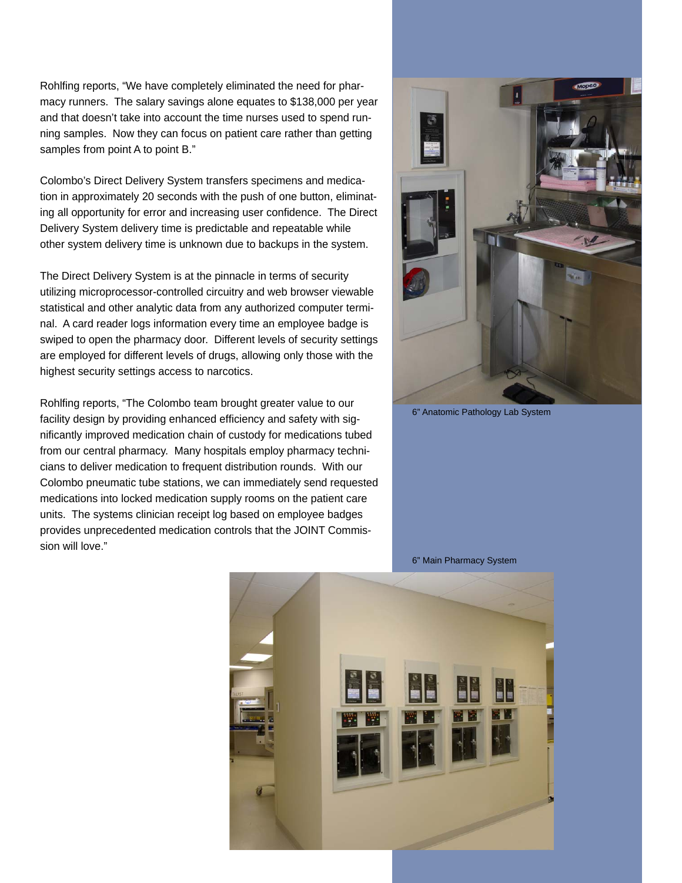Rohlfing reports, "We have completely eliminated the need for pharmacy runners. The salary savings alone equates to $138,000 per year and that doesn't take into account the time nurses used to spend running samples. Now they can focus on patient care rather than getting samples from point A to point B."

Colombo's Direct Delivery System transfers specimens and medication in approximately 20 seconds with the push of one button, eliminating all opportunity for error and increasing user confidence. The Direct Delivery System delivery time is predictable and repeatable while other system delivery time is unknown due to backups in the system.

The Direct Delivery System is at the pinnacle in terms of security utilizing microprocessor-controlled circuitry and web browser viewable statistical and other analytic data from any authorized computer terminal. A card reader logs information every time an employee badge is swiped to open the pharmacy door. Different levels of security settings are employed for different levels of drugs, allowing only those with the highest security settings access to narcotics.

Rohlfing reports, "The Colombo team brought greater value to our facility design by providing enhanced efficiency and safety with significantly improved medication chain of custody for medications tubed from our central pharmacy. Many hospitals employ pharmacy technicians to deliver medication to frequent distribution rounds. With our Colombo pneumatic tube stations, we can immediately send requested medications into locked medication supply rooms on the patient care units. The systems clinician receipt log based on employee badges provides unprecedented medication controls that the JOINT Commission will love."

6" Anatomic Pathology Lab System

6" Main Pharmacy System